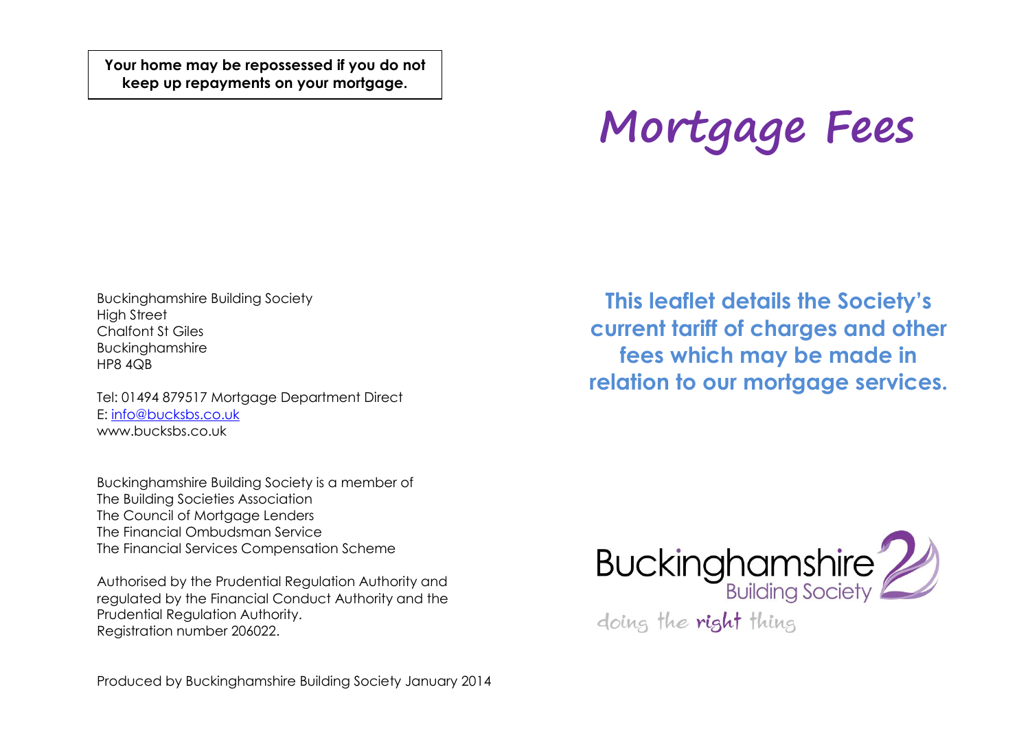**Your home may be repossessed if you do not keep up repayments on your mortgage.**

Buckinghamshire Building Society
High Street
Chalfont St Giles
Buckinghamshire
HP8 4QB

Tel: 01494 879517 Mortgage Department Direct
E: info@bucksbs.co.uk
www.bucksbs.co.uk

Buckinghamshire Building Society is a member of
The Building Societies Association
The Council of Mortgage Lenders
The Financial Ombudsman Service
The Financial Services Compensation Scheme

Authorised by the Prudential Regulation Authority and regulated by the Financial Conduct Authority and the Prudential Regulation Authority.
Registration number 206022.

Produced by Buckinghamshire Building Society January 2014

# Mortgage Fees

**This leaflet details the Society's current tariff of charges and other fees which may be made in relation to our mortgage services.**

Buckinghamshire Building Society

doing the right thing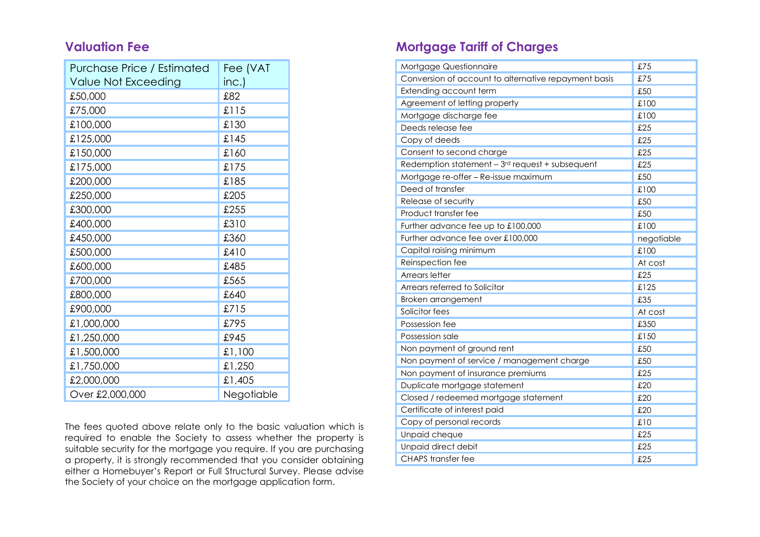## Valuation Fee

| Purchase Price / Estimated Value Not Exceeding | Fee (VAT inc.) |
|---|---|
| £50,000 | £82 |
| £75,000 | £115 |
| £100,000 | £130 |
| £125,000 | £145 |
| £150,000 | £160 |
| £175,000 | £175 |
| £200,000 | £185 |
| £250,000 | £205 |
| £300,000 | £255 |
| £400,000 | £310 |
| £450,000 | £360 |
| £500,000 | £410 |
| £600,000 | £485 |
| £700,000 | £565 |
| £800,000 | £640 |
| £900,000 | £715 |
| £1,000,000 | £795 |
| £1,250,000 | £945 |
| £1,500,000 | £1,100 |
| £1,750,000 | £1,250 |
| £2,000,000 | £1,405 |
| Over £2,000,000 | Negotiable |

The fees quoted above relate only to the basic valuation which is required to enable the Society to assess whether the property is suitable security for the mortgage you require. If you are purchasing a property, it is strongly recommended that you consider obtaining either a Homebuyer's Report or Full Structural Survey. Please advise the Society of your choice on the mortgage application form.

## Mortgage Tariff of Charges

| Charge | Fee |
|---|---|
| Mortgage Questionnaire | £75 |
| Conversion of account to alternative repayment basis | £75 |
| Extending account term | £50 |
| Agreement of letting property | £100 |
| Mortgage discharge fee | £100 |
| Deeds release fee | £25 |
| Copy of deeds | £25 |
| Consent to second charge | £25 |
| Redemption statement – 3rd request + subsequent | £25 |
| Mortgage re-offer – Re-issue maximum | £50 |
| Deed of transfer | £100 |
| Release of security | £50 |
| Product transfer fee | £50 |
| Further advance fee up to £100,000 | £100 |
| Further advance fee over £100,000 | negotiable |
| Capital raising minimum | £100 |
| Reinspection fee | At cost |
| Arrears letter | £25 |
| Arrears referred to Solicitor | £125 |
| Broken arrangement | £35 |
| Solicitor fees | At cost |
| Possession fee | £350 |
| Possession sale | £150 |
| Non payment of ground rent | £50 |
| Non payment of service / management charge | £50 |
| Non payment of insurance premiums | £25 |
| Duplicate mortgage statement | £20 |
| Closed / redeemed mortgage statement | £20 |
| Certificate of interest paid | £20 |
| Copy of personal records | £10 |
| Unpaid cheque | £25 |
| Unpaid direct debit | £25 |
| CHAPS transfer fee | £25 |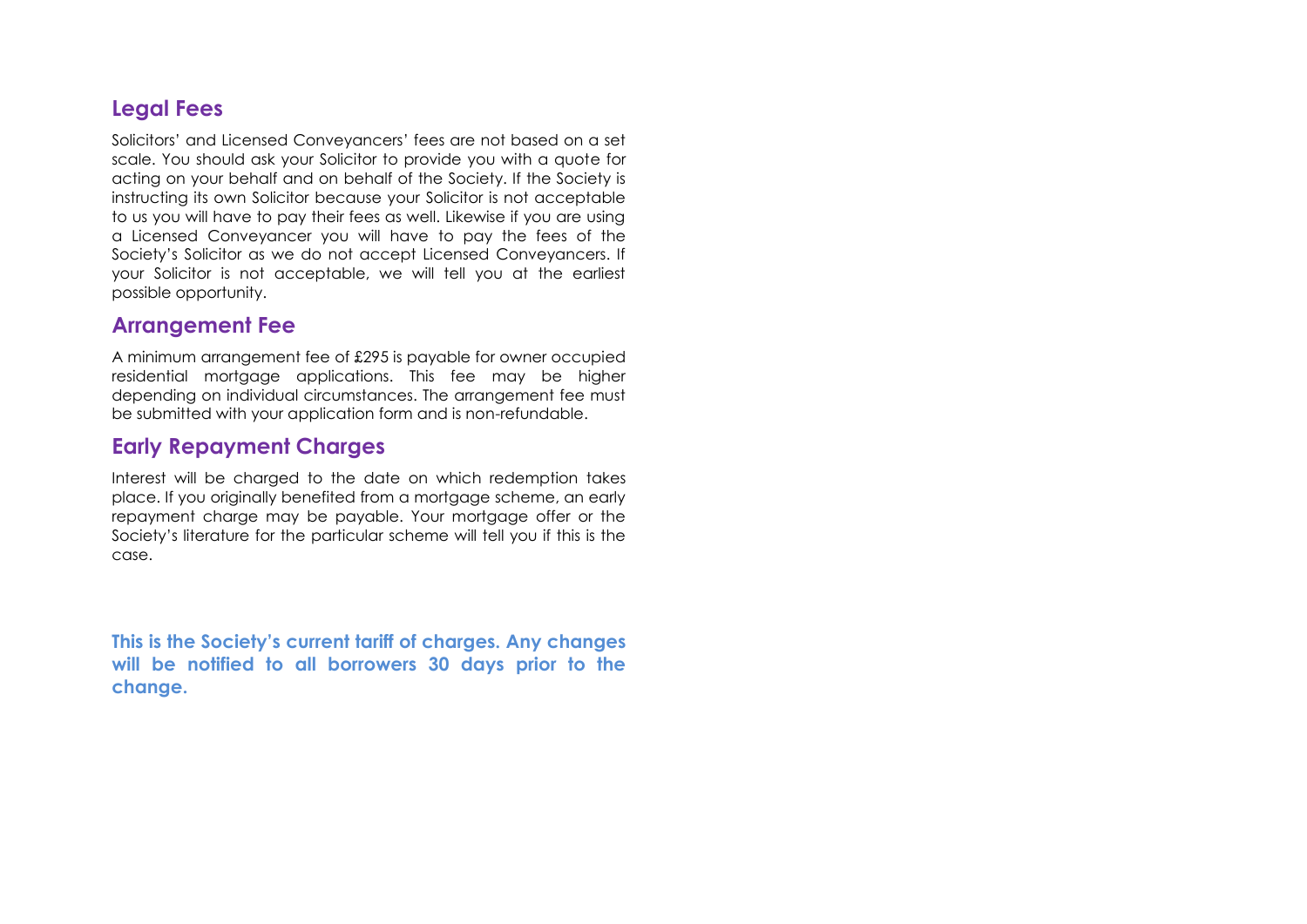## Legal Fees

Solicitors' and Licensed Conveyancers' fees are not based on a set scale. You should ask your Solicitor to provide you with a quote for acting on your behalf and on behalf of the Society. If the Society is instructing its own Solicitor because your Solicitor is not acceptable to us you will have to pay their fees as well. Likewise if you are using a Licensed Conveyancer you will have to pay the fees of the Society's Solicitor as we do not accept Licensed Conveyancers. If your Solicitor is not acceptable, we will tell you at the earliest possible opportunity.

## Arrangement Fee

A minimum arrangement fee of £295 is payable for owner occupied residential mortgage applications. This fee may be higher depending on individual circumstances. The arrangement fee must be submitted with your application form and is non-refundable.

## Early Repayment Charges

Interest will be charged to the date on which redemption takes place. If you originally benefited from a mortgage scheme, an early repayment charge may be payable. Your mortgage offer or the Society's literature for the particular scheme will tell you if this is the case.

**This is the Society's current tariff of charges. Any changes will be notified to all borrowers 30 days prior to the change.**